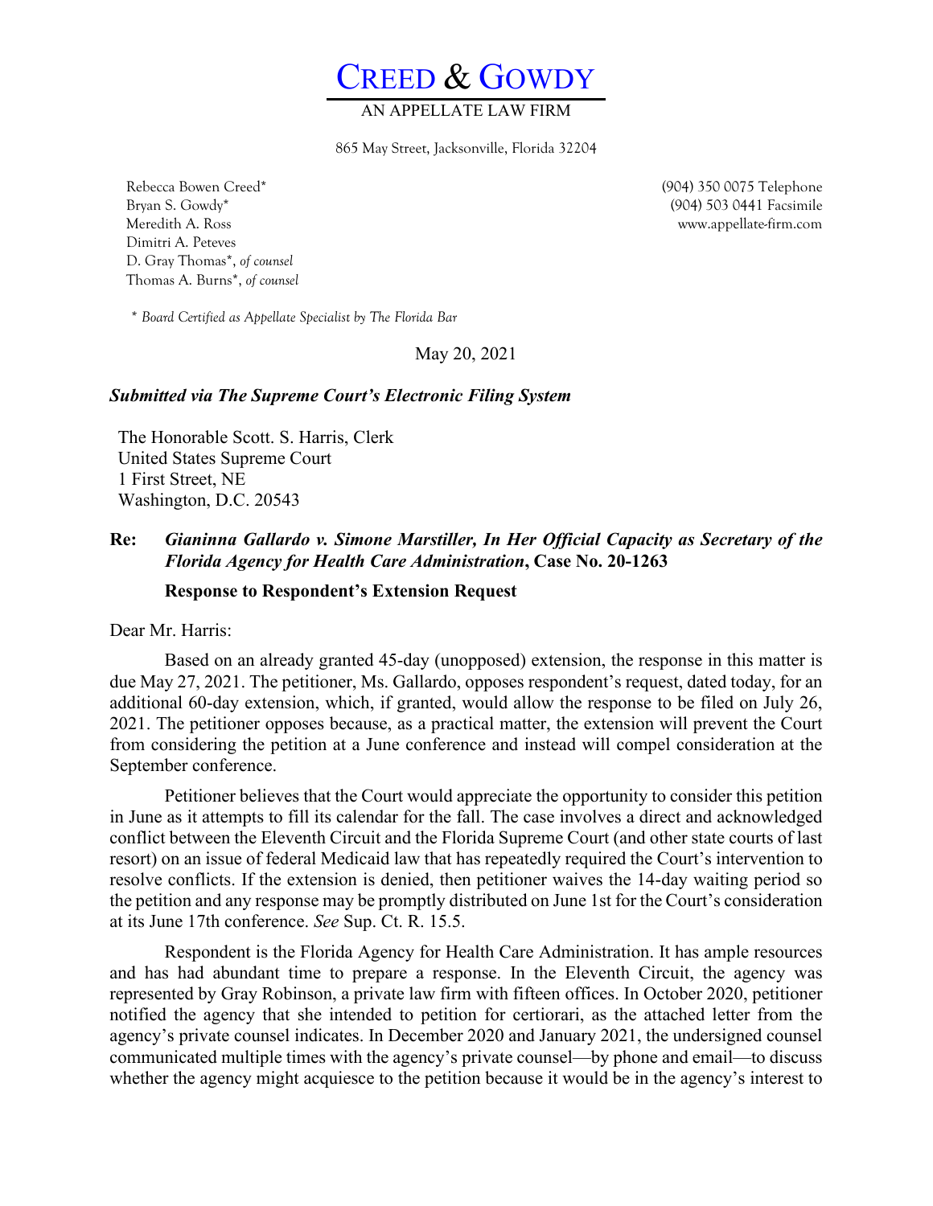# CREED & GOWDY

AN APPELLATE LAW FIRM

865 May Street, Jacksonville, Florida 32204

Rebecca Bowen Creed*
Bryan S. Gowdy*
Meredith A. Ross
Dimitri A. Peteves
D. Gray Thomas*, *of counsel*
Thomas A. Burns*, *of counsel*

(904) 350 0075 Telephone
(904) 503 0441 Facsimile
www.appellate-firm.com

\* *Board Certified as Appellate Specialist by The Florida Bar*

May 20, 2021

***Submitted via The Supreme Court's Electronic Filing System***

The Honorable Scott. S. Harris, Clerk
United States Supreme Court
1 First Street, NE
Washington, D.C. 20543

**Re:** ***Gianinna Gallardo v. Simone Marstiller, In Her Official Capacity as Secretary of the Florida Agency for Health Care Administration*, Case No. 20-1263**

**Response to Respondent's Extension Request**

Dear Mr. Harris:

Based on an already granted 45-day (unopposed) extension, the response in this matter is due May 27, 2021. The petitioner, Ms. Gallardo, opposes respondent's request, dated today, for an additional 60-day extension, which, if granted, would allow the response to be filed on July 26, 2021. The petitioner opposes because, as a practical matter, the extension will prevent the Court from considering the petition at a June conference and instead will compel consideration at the September conference.

Petitioner believes that the Court would appreciate the opportunity to consider this petition in June as it attempts to fill its calendar for the fall. The case involves a direct and acknowledged conflict between the Eleventh Circuit and the Florida Supreme Court (and other state courts of last resort) on an issue of federal Medicaid law that has repeatedly required the Court's intervention to resolve conflicts. If the extension is denied, then petitioner waives the 14-day waiting period so the petition and any response may be promptly distributed on June 1st for the Court's consideration at its June 17th conference. *See* Sup. Ct. R. 15.5.

Respondent is the Florida Agency for Health Care Administration. It has ample resources and has had abundant time to prepare a response. In the Eleventh Circuit, the agency was represented by Gray Robinson, a private law firm with fifteen offices. In October 2020, petitioner notified the agency that she intended to petition for certiorari, as the attached letter from the agency's private counsel indicates. In December 2020 and January 2021, the undersigned counsel communicated multiple times with the agency's private counsel—by phone and email—to discuss whether the agency might acquiesce to the petition because it would be in the agency's interest to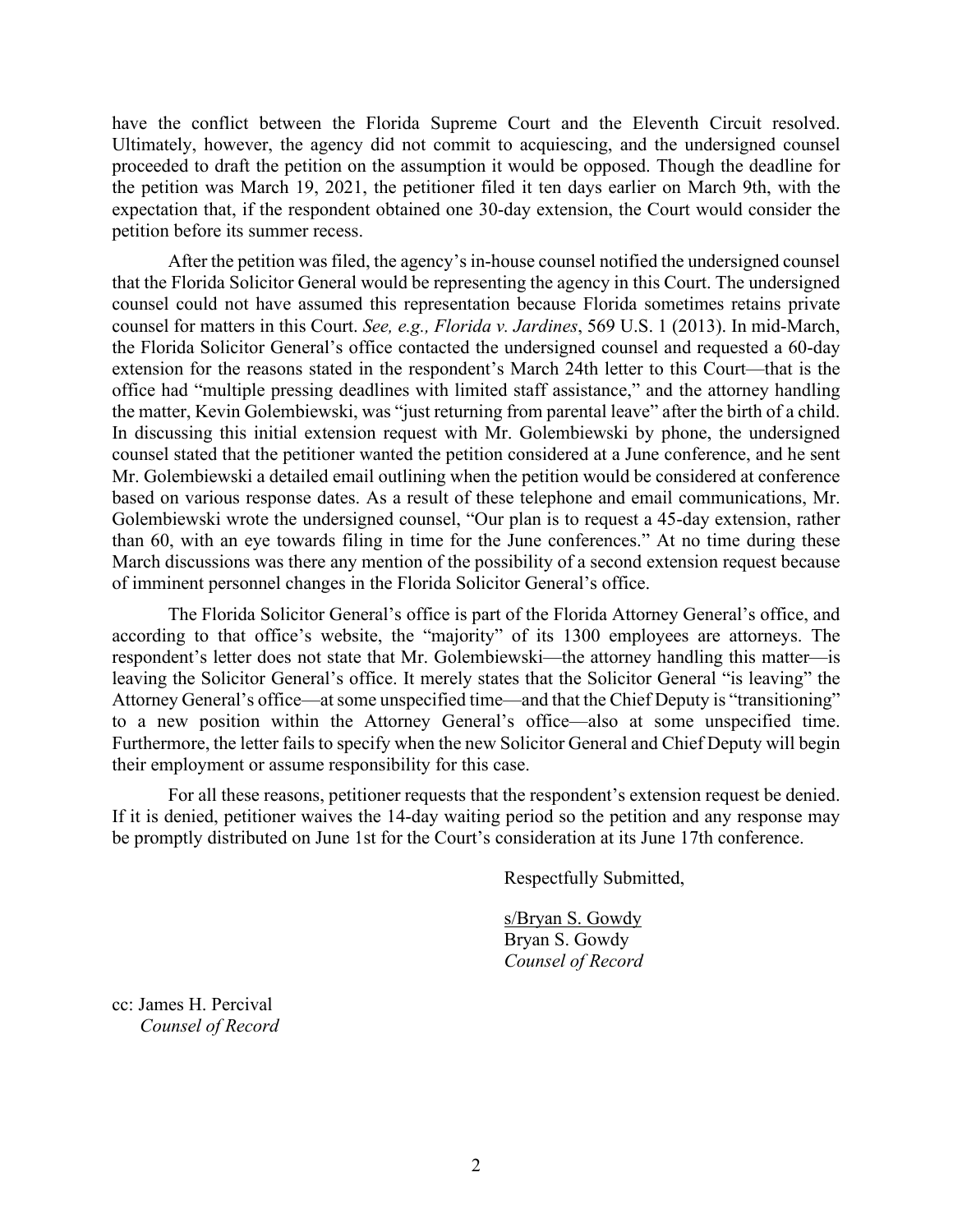have the conflict between the Florida Supreme Court and the Eleventh Circuit resolved. Ultimately, however, the agency did not commit to acquiescing, and the undersigned counsel proceeded to draft the petition on the assumption it would be opposed. Though the deadline for the petition was March 19, 2021, the petitioner filed it ten days earlier on March 9th, with the expectation that, if the respondent obtained one 30-day extension, the Court would consider the petition before its summer recess.

After the petition was filed, the agency's in-house counsel notified the undersigned counsel that the Florida Solicitor General would be representing the agency in this Court. The undersigned counsel could not have assumed this representation because Florida sometimes retains private counsel for matters in this Court. *See, e.g., Florida v. Jardines*, 569 U.S. 1 (2013). In mid-March, the Florida Solicitor General's office contacted the undersigned counsel and requested a 60-day extension for the reasons stated in the respondent's March 24th letter to this Court—that is the office had "multiple pressing deadlines with limited staff assistance," and the attorney handling the matter, Kevin Golembiewski, was "just returning from parental leave" after the birth of a child. In discussing this initial extension request with Mr. Golembiewski by phone, the undersigned counsel stated that the petitioner wanted the petition considered at a June conference, and he sent Mr. Golembiewski a detailed email outlining when the petition would be considered at conference based on various response dates. As a result of these telephone and email communications, Mr. Golembiewski wrote the undersigned counsel, "Our plan is to request a 45-day extension, rather than 60, with an eye towards filing in time for the June conferences." At no time during these March discussions was there any mention of the possibility of a second extension request because of imminent personnel changes in the Florida Solicitor General's office.

The Florida Solicitor General's office is part of the Florida Attorney General's office, and according to that office's website, the "majority" of its 1300 employees are attorneys. The respondent's letter does not state that Mr. Golembiewski—the attorney handling this matter—is leaving the Solicitor General's office. It merely states that the Solicitor General "is leaving" the Attorney General's office—at some unspecified time—and that the Chief Deputy is "transitioning" to a new position within the Attorney General's office—also at some unspecified time. Furthermore, the letter fails to specify when the new Solicitor General and Chief Deputy will begin their employment or assume responsibility for this case.

For all these reasons, petitioner requests that the respondent's extension request be denied. If it is denied, petitioner waives the 14-day waiting period so the petition and any response may be promptly distributed on June 1st for the Court's consideration at its June 17th conference.

Respectfully Submitted,

s/Bryan S. Gowdy
Bryan S. Gowdy
*Counsel of Record*

cc: James H. Percival
*Counsel of Record*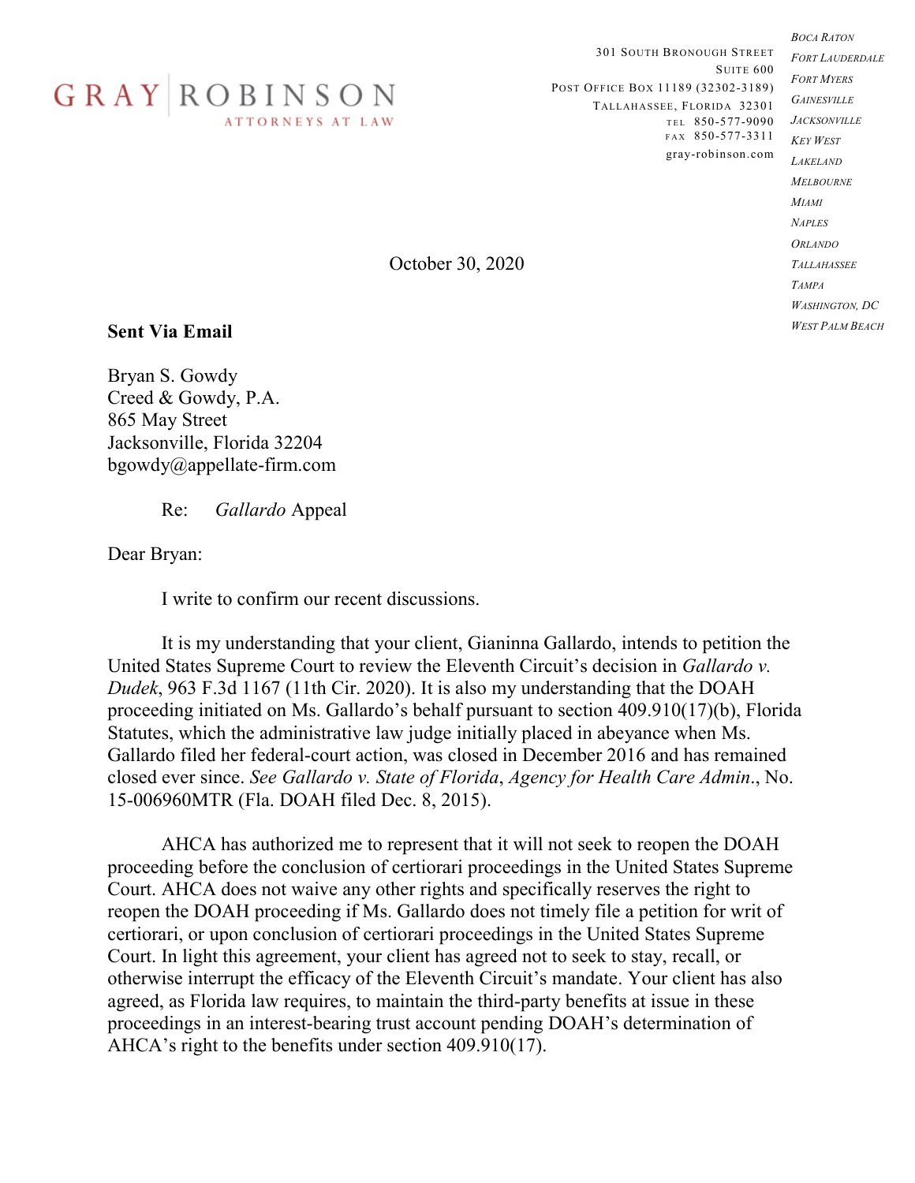GRAY | ROBINSON
ATTORNEYS AT LAW

301 South Bronough Street
Suite 600
Post Office Box 11189 (32302-3189)
Tallahassee, Florida 32301
tel 850-577-9090
fax 850-577-3311
gray-robinson.com

*Boca Raton*
*Fort Lauderdale*
*Fort Myers*
*Gainesville*
*Jacksonville*
*Key West*
*Lakeland*
*Melbourne*
*Miami*
*Naples*
*Orlando*
*Tallahassee*
*Tampa*
*Washington, DC*
*West Palm Beach*

October 30, 2020

**Sent Via Email**

Bryan S. Gowdy
Creed & Gowdy, P.A.
865 May Street
Jacksonville, Florida 32204
bgowdy@appellate-firm.com

Re: *Gallardo* Appeal

Dear Bryan:

I write to confirm our recent discussions.

It is my understanding that your client, Gianinna Gallardo, intends to petition the United States Supreme Court to review the Eleventh Circuit's decision in *Gallardo v. Dudek*, 963 F.3d 1167 (11th Cir. 2020). It is also my understanding that the DOAH proceeding initiated on Ms. Gallardo's behalf pursuant to section 409.910(17)(b), Florida Statutes, which the administrative law judge initially placed in abeyance when Ms. Gallardo filed her federal-court action, was closed in December 2016 and has remained closed ever since. *See Gallardo v. State of Florida*, *Agency for Health Care Admin*., No. 15-006960MTR (Fla. DOAH filed Dec. 8, 2015).

AHCA has authorized me to represent that it will not seek to reopen the DOAH proceeding before the conclusion of certiorari proceedings in the United States Supreme Court. AHCA does not waive any other rights and specifically reserves the right to reopen the DOAH proceeding if Ms. Gallardo does not timely file a petition for writ of certiorari, or upon conclusion of certiorari proceedings in the United States Supreme Court. In light this agreement, your client has agreed not to seek to stay, recall, or otherwise interrupt the efficacy of the Eleventh Circuit's mandate. Your client has also agreed, as Florida law requires, to maintain the third-party benefits at issue in these proceedings in an interest-bearing trust account pending DOAH's determination of AHCA's right to the benefits under section 409.910(17).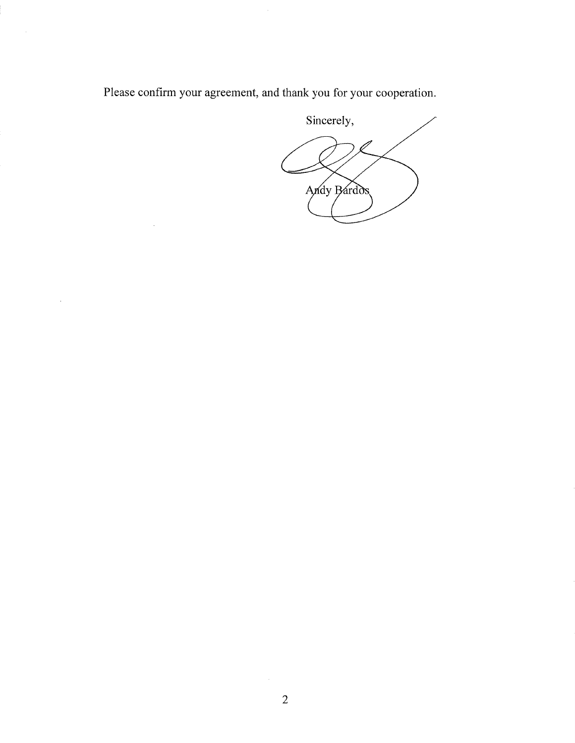Please confirm your agreement, and thank you for your cooperation.

Sincerely,

Andy Bardos